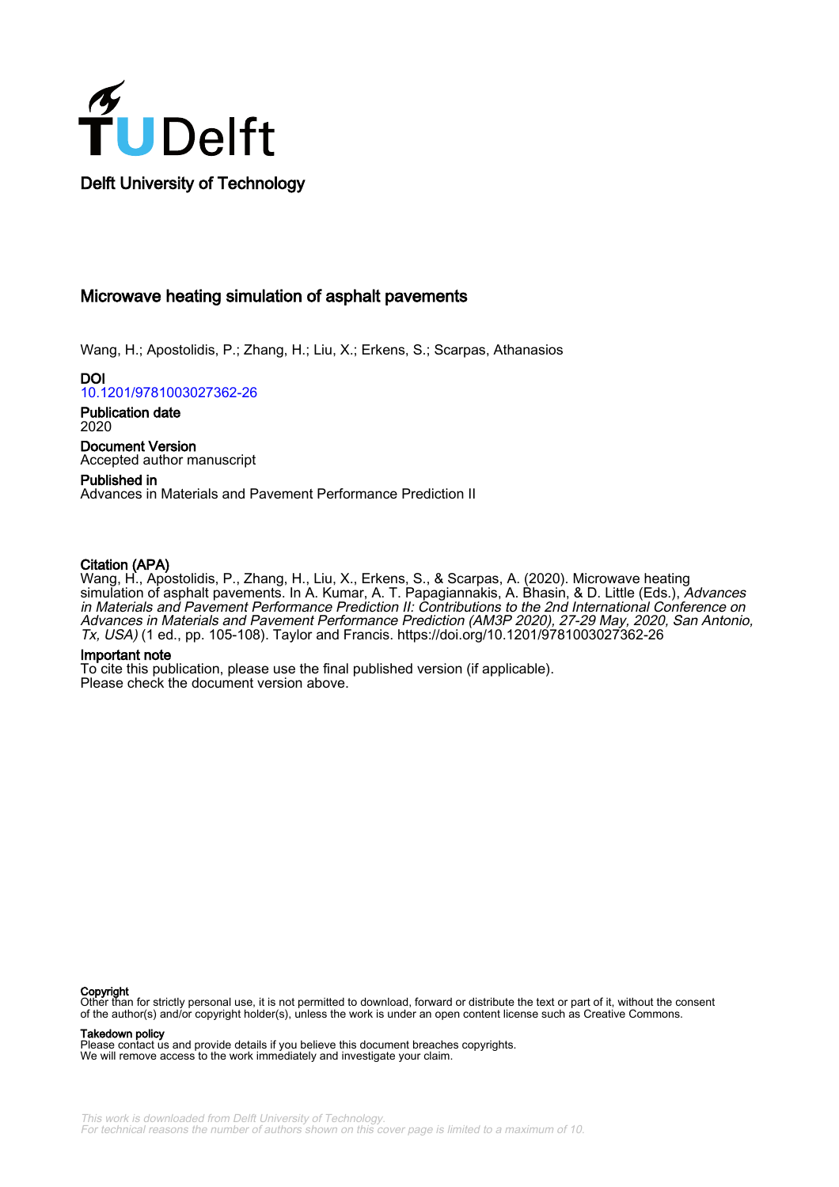Delft University of Technology

# Microwave heating simulation of asphalt pavements

Wang, H.; Apostolidis, P.; Zhang, H.; Liu, X.; Erkens, S.; Scarpas, Athanasios

**DOI**
10.1201/9781003027362-26

**Publication date**
2020

**Document Version**
Accepted author manuscript

**Published in**
Advances in Materials and Pavement Performance Prediction II

**Citation (APA)**
Wang, H., Apostolidis, P., Zhang, H., Liu, X., Erkens, S., & Scarpas, A. (2020). Microwave heating simulation of asphalt pavements. In A. Kumar, A. T. Papagiannakis, A. Bhasin, & D. Little (Eds.), *Advances in Materials and Pavement Performance Prediction II: Contributions to the 2nd International Conference on Advances in Materials and Pavement Performance Prediction (AM3P 2020), 27-29 May, 2020, San Antonio, Tx, USA)* (1 ed., pp. 105-108). Taylor and Francis. https://doi.org/10.1201/9781003027362-26

**Important note**
To cite this publication, please use the final published version (if applicable).
Please check the document version above.

**Copyright**
Other than for strictly personal use, it is not permitted to download, forward or distribute the text or part of it, without the consent of the author(s) and/or copyright holder(s), unless the work is under an open content license such as Creative Commons.

**Takedown policy**
Please contact us and provide details if you believe this document breaches copyrights.
We will remove access to the work immediately and investigate your claim.

*This work is downloaded from Delft University of Technology.*
*For technical reasons the number of authors shown on this cover page is limited to a maximum of 10.*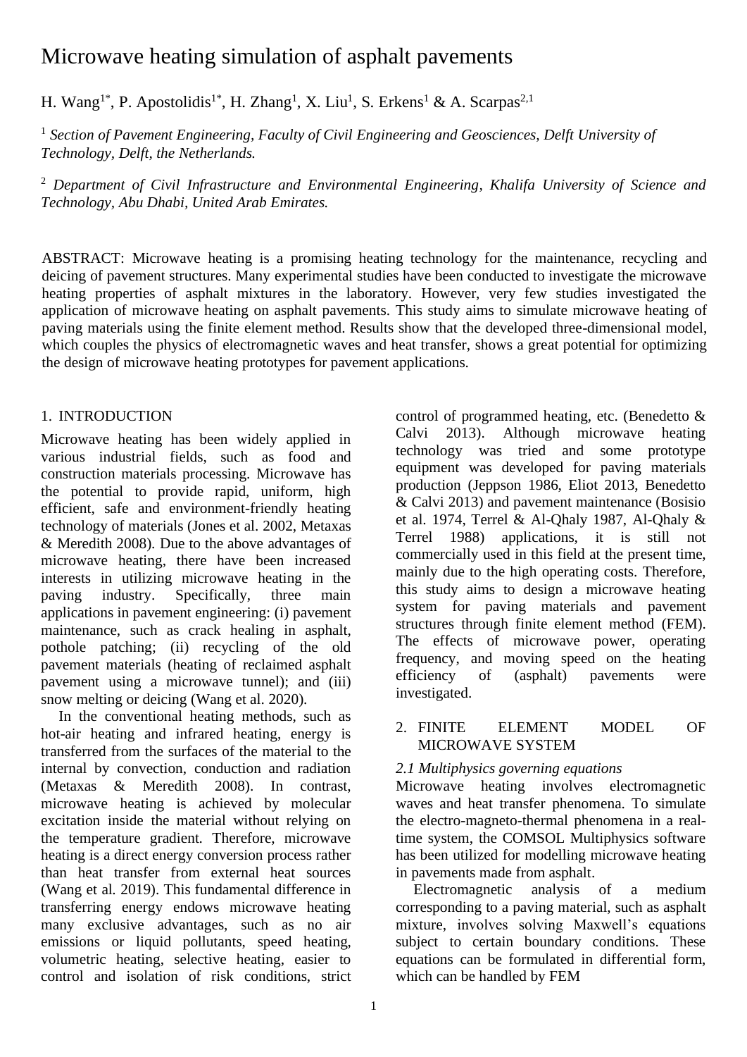# Microwave heating simulation of asphalt pavements

H. Wang[1*], P. Apostolidis[1*], H. Zhang[1], X. Liu[1], S. Erkens[1] & A. Scarpas[2,1]

[1] *Section of Pavement Engineering, Faculty of Civil Engineering and Geosciences, Delft University of Technology, Delft, the Netherlands.*

[2] *Department of Civil Infrastructure and Environmental Engineering, Khalifa University of Science and Technology, Abu Dhabi, United Arab Emirates.*

ABSTRACT: Microwave heating is a promising heating technology for the maintenance, recycling and deicing of pavement structures. Many experimental studies have been conducted to investigate the microwave heating properties of asphalt mixtures in the laboratory. However, very few studies investigated the application of microwave heating on asphalt pavements. This study aims to simulate microwave heating of paving materials using the finite element method. Results show that the developed three-dimensional model, which couples the physics of electromagnetic waves and heat transfer, shows a great potential for optimizing the design of microwave heating prototypes for pavement applications.

## 1. INTRODUCTION

Microwave heating has been widely applied in various industrial fields, such as food and construction materials processing. Microwave has the potential to provide rapid, uniform, high efficient, safe and environment-friendly heating technology of materials (Jones et al. 2002, Metaxas & Meredith 2008). Due to the above advantages of microwave heating, there have been increased interests in utilizing microwave heating in the paving industry. Specifically, three main applications in pavement engineering: (i) pavement maintenance, such as crack healing in asphalt, pothole patching; (ii) recycling of the old pavement materials (heating of reclaimed asphalt pavement using a microwave tunnel); and (iii) snow melting or deicing (Wang et al. 2020).

In the conventional heating methods, such as hot-air heating and infrared heating, energy is transferred from the surfaces of the material to the internal by convection, conduction and radiation (Metaxas & Meredith 2008). In contrast, microwave heating is achieved by molecular excitation inside the material without relying on the temperature gradient. Therefore, microwave heating is a direct energy conversion process rather than heat transfer from external heat sources (Wang et al. 2019). This fundamental difference in transferring energy endows microwave heating many exclusive advantages, such as no air emissions or liquid pollutants, speed heating, volumetric heating, selective heating, easier to control and isolation of risk conditions, strict control of programmed heating, etc. (Benedetto & Calvi 2013). Although microwave heating technology was tried and some prototype equipment was developed for paving materials production (Jeppson 1986, Eliot 2013, Benedetto & Calvi 2013) and pavement maintenance (Bosisio et al. 1974, Terrel & Al-Qhaly 1987, Al-Qhaly & Terrel 1988) applications, it is still not commercially used in this field at the present time, mainly due to the high operating costs. Therefore, this study aims to design a microwave heating system for paving materials and pavement structures through finite element method (FEM). The effects of microwave power, operating frequency, and moving speed on the heating efficiency of (asphalt) pavements were investigated.

## 2. FINITE ELEMENT MODEL OF MICROWAVE SYSTEM

### *2.1 Multiphysics governing equations*

Microwave heating involves electromagnetic waves and heat transfer phenomena. To simulate the electro-magneto-thermal phenomena in a real-time system, the COMSOL Multiphysics software has been utilized for modelling microwave heating in pavements made from asphalt.

Electromagnetic analysis of a medium corresponding to a paving material, such as asphalt mixture, involves solving Maxwell's equations subject to certain boundary conditions. These equations can be formulated in differential form, which can be handled by FEM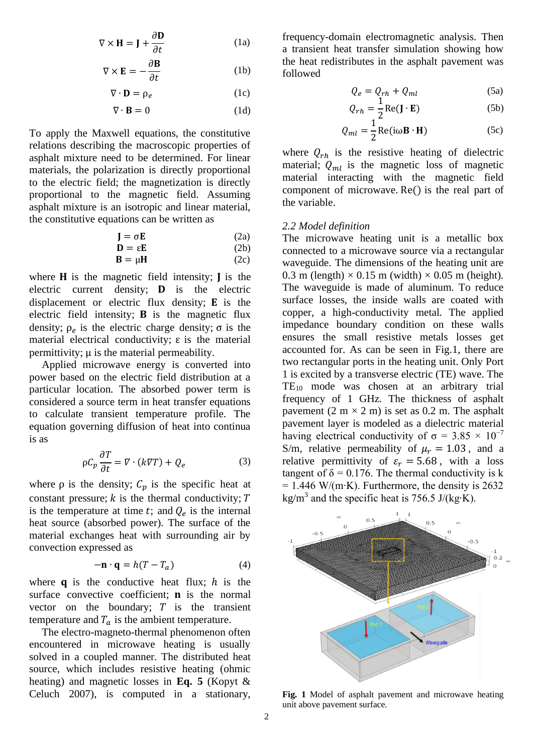$$\nabla \times \mathbf{H} = \mathbf{J} + \frac{\partial \mathbf{D}}{\partial t} \tag{1a}$$

$$\nabla \times \mathbf{E} = -\frac{\partial \mathbf{B}}{\partial t} \tag{1b}$$

$$\nabla \cdot \mathbf{D} = \rho_e \tag{1c}$$

$$\nabla \cdot \mathbf{B} = 0 \tag{1d}$$

To apply the Maxwell equations, the constitutive relations describing the macroscopic properties of asphalt mixture need to be determined. For linear materials, the polarization is directly proportional to the electric field; the magnetization is directly proportional to the magnetic field. Assuming asphalt mixture is an isotropic and linear material, the constitutive equations can be written as

$$\mathbf{J} = \sigma \mathbf{E} \tag{2a}$$

$$\mathbf{D} = \varepsilon \mathbf{E} \tag{2b}$$

$$\mathbf{B} = \mu \mathbf{H} \tag{2c}$$

where **H** is the magnetic field intensity; **J** is the electric current density; **D** is the electric displacement or electric flux density; **E** is the electric field intensity; **B** is the magnetic flux density; $\rho_e$ is the electric charge density; σ is the material electrical conductivity; ε is the material permittivity; μ is the material permeability.

Applied microwave energy is converted into power based on the electric field distribution at a particular location. The absorbed power term is considered a source term in heat transfer equations to calculate transient temperature profile. The equation governing diffusion of heat into continua is as

$$\rho C_p \frac{\partial T}{\partial t} = \nabla \cdot (k \nabla T) + Q_e \tag{3}$$

where ρ is the density; $C_p$ is the specific heat at constant pressure; $k$ is the thermal conductivity; $T$ is the temperature at time $t$; and $Q_e$ is the internal heat source (absorbed power). The surface of the material exchanges heat with surrounding air by convection expressed as

$$-\mathbf{n} \cdot \mathbf{q} = h(T - T_a) \tag{4}$$

where **q** is the conductive heat flux; $h$ is the surface convective coefficient; **n** is the normal vector on the boundary; $T$ is the transient temperature and $T_a$ is the ambient temperature.

The electro-magneto-thermal phenomenon often encountered in microwave heating is usually solved in a coupled manner. The distributed heat source, which includes resistive heating (ohmic heating) and magnetic losses in **Eq. 5** (Kopyt & Celuch 2007), is computed in a stationary, frequency-domain electromagnetic analysis. Then a transient heat transfer simulation showing how the heat redistributes in the asphalt pavement was followed

$$Q_e = Q_{rh} + Q_{ml} \tag{5a}$$

$$Q_{rh} = \frac{1}{2}\text{Re}(\mathbf{J} \cdot \mathbf{E}) \tag{5b}$$

$$Q_{ml} = \frac{1}{2}\text{Re}(\mathrm{i}\omega \mathbf{B} \cdot \mathbf{H}) \tag{5c}$$

where $Q_{rh}$ is the resistive heating of dielectric material; $Q_{ml}$ is the magnetic loss of magnetic material interacting with the magnetic field component of microwave. Re() is the real part of the variable.

### *2.2 Model definition*

The microwave heating unit is a metallic box connected to a microwave source via a rectangular waveguide. The dimensions of the heating unit are 0.3 m (length) × 0.15 m (width) × 0.05 m (height). The waveguide is made of aluminum. To reduce surface losses, the inside walls are coated with copper, a high-conductivity metal. The applied impedance boundary condition on these walls ensures the small resistive metals losses get accounted for. As can be seen in Fig.1, there are two rectangular ports in the heating unit. Only Port 1 is excited by a transverse electric (TE) wave. The $TE_{10}$ mode was chosen at an arbitrary trial frequency of 1 GHz. The thickness of asphalt pavement (2 m × 2 m) is set as 0.2 m. The asphalt pavement layer is modeled as a dielectric material having electrical conductivity of σ = 3.85 × $10^{-7}$ S/m, relative permeability of $\mu_r = 1.03$, and a relative permittivity of $\varepsilon_r = 5.68$, with a loss tangent of δ = 0.176. The thermal conductivity is k = 1.446 W/(m·K). Furthermore, the density is 2632 kg/m$^3$ and the specific heat is 756.5 J/(kg·K).

m
0.5
1
1
0.5
m
0
-0.5
0
-1
-0.5
-1
0.2
0
m
Port 2
Port 1
Waveguide

**Fig. 1** Model of asphalt pavement and microwave heating unit above pavement surface.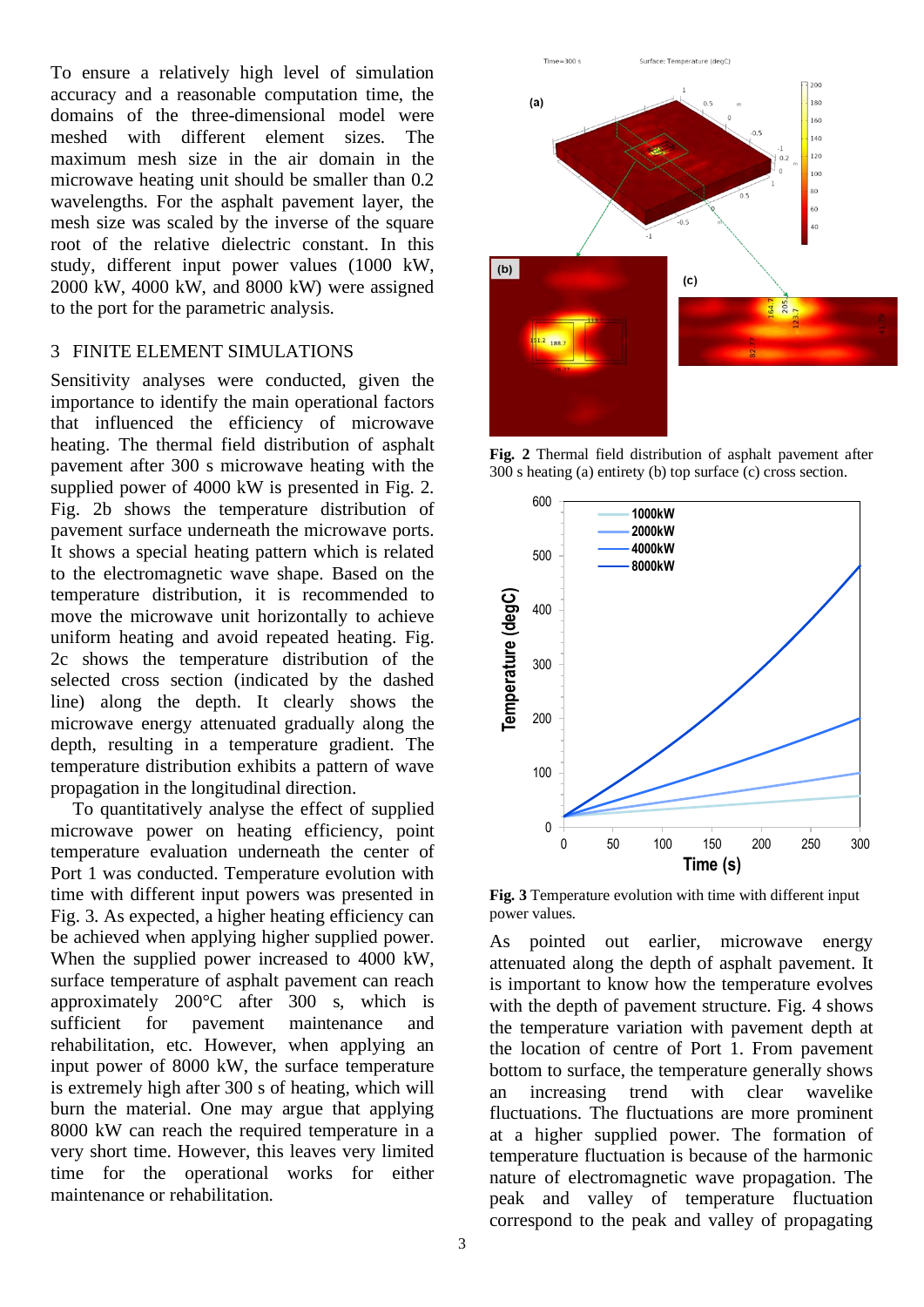To ensure a relatively high level of simulation accuracy and a reasonable computation time, the domains of the three-dimensional model were meshed with different element sizes. The maximum mesh size in the air domain in the microwave heating unit should be smaller than 0.2 wavelengths. For the asphalt pavement layer, the mesh size was scaled by the inverse of the square root of the relative dielectric constant. In this study, different input power values (1000 kW, 2000 kW, 4000 kW, and 8000 kW) were assigned to the port for the parametric analysis.

## 3 FINITE ELEMENT SIMULATIONS

Sensitivity analyses were conducted, given the importance to identify the main operational factors that influenced the efficiency of microwave heating. The thermal field distribution of asphalt pavement after 300 s microwave heating with the supplied power of 4000 kW is presented in Fig. 2. Fig. 2b shows the temperature distribution of pavement surface underneath the microwave ports. It shows a special heating pattern which is related to the electromagnetic wave shape. Based on the temperature distribution, it is recommended to move the microwave unit horizontally to achieve uniform heating and avoid repeated heating. Fig. 2c shows the temperature distribution of the selected cross section (indicated by the dashed line) along the depth. It clearly shows the microwave energy attenuated gradually along the depth, resulting in a temperature gradient. The temperature distribution exhibits a pattern of wave propagation in the longitudinal direction.

To quantitatively analyse the effect of supplied microwave power on heating efficiency, point temperature evaluation underneath the center of Port 1 was conducted. Temperature evolution with time with different input powers was presented in Fig. 3. As expected, a higher heating efficiency can be achieved when applying higher supplied power. When the supplied power increased to 4000 kW, surface temperature of asphalt pavement can reach approximately 200°C after 300 s, which is sufficient for pavement maintenance and rehabilitation, etc. However, when applying an input power of 8000 kW, the surface temperature is extremely high after 300 s of heating, which will burn the material. One may argue that applying 8000 kW can reach the required temperature in a very short time. However, this leaves very limited time for the operational works for either maintenance or rehabilitation.

Time=300 s
Surface: Temperature (degC)
(a)
(b)
(c)

**Fig. 2** Thermal field distribution of asphalt pavement after 300 s heating (a) entirety (b) top surface (c) cross section.

1000kW
2000kW
4000kW
8000kW
Temperature (degC)
Time (s)

**Fig. 3** Temperature evolution with time with different input power values.

As pointed out earlier, microwave energy attenuated along the depth of asphalt pavement. It is important to know how the temperature evolves with the depth of pavement structure. Fig. 4 shows the temperature variation with pavement depth at the location of centre of Port 1. From pavement bottom to surface, the temperature generally shows an increasing trend with clear wavelike fluctuations. The fluctuations are more prominent at a higher supplied power. The formation of temperature fluctuation is because of the harmonic nature of electromagnetic wave propagation. The peak and valley of temperature fluctuation correspond to the peak and valley of propagating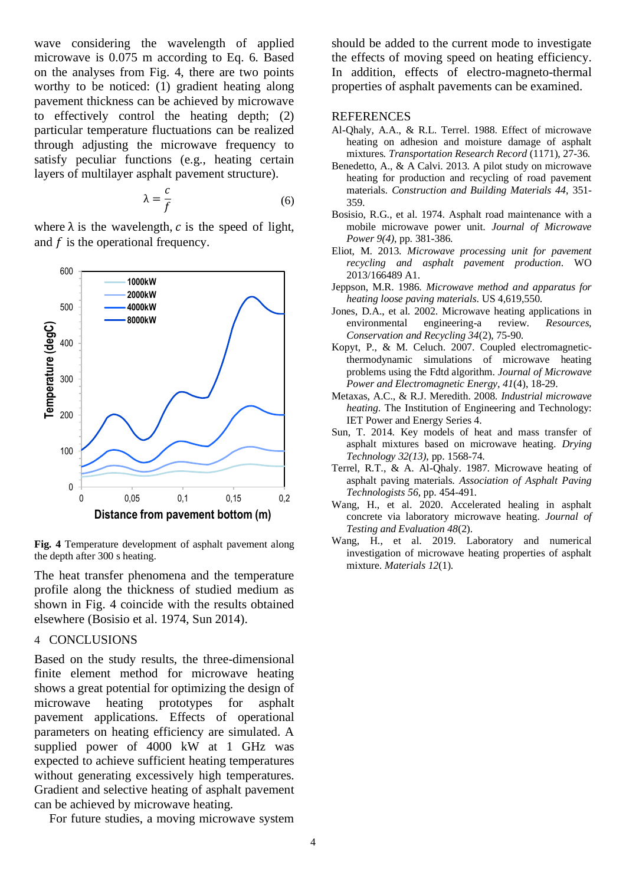wave considering the wavelength of applied microwave is 0.075 m according to Eq. 6. Based on the analyses from Fig. 4, there are two points worthy to be noticed: (1) gradient heating along pavement thickness can be achieved by microwave to effectively control the heating depth; (2) particular temperature fluctuations can be realized through adjusting the microwave frequency to satisfy peculiar functions (e.g., heating certain layers of multilayer asphalt pavement structure).

$$\lambda = \frac{c}{f} \tag{6}$$

where $\lambda$ is the wavelength, $c$ is the speed of light, and $f$ is the operational frequency.

Temperature (degC)

600
500
400
300
200
100
0

0
0,05
0,1
0,15
0,2

Distance from pavement bottom (m)

1000kW
2000kW
4000kW
8000kW

**Fig. 4** Temperature development of asphalt pavement along the depth after 300 s heating.

The heat transfer phenomena and the temperature profile along the thickness of studied medium as shown in Fig. 4 coincide with the results obtained elsewhere (Bosisio et al. 1974, Sun 2014).

## 4 CONCLUSIONS

Based on the study results, the three-dimensional finite element method for microwave heating shows a great potential for optimizing the design of microwave heating prototypes for asphalt pavement applications. Effects of operational parameters on heating efficiency are simulated. A supplied power of 4000 kW at 1 GHz was expected to achieve sufficient heating temperatures without generating excessively high temperatures. Gradient and selective heating of asphalt pavement can be achieved by microwave heating.

For future studies, a moving microwave system should be added to the current mode to investigate the effects of moving speed on heating efficiency. In addition, effects of electro-magneto-thermal properties of asphalt pavements can be examined.

## REFERENCES

Al-Qhaly, A.A., & R.L. Terrel. 1988. Effect of microwave heating on adhesion and moisture damage of asphalt mixtures. *Transportation Research Record* (1171), 27-36.

Benedetto, A., & A Calvi. 2013. A pilot study on microwave heating for production and recycling of road pavement materials. *Construction and Building Materials 44*, 351-359.

Bosisio, R.G., et al. 1974. Asphalt road maintenance with a mobile microwave power unit. *Journal of Microwave Power 9(4)*, pp. 381-386.

Eliot, M. 2013. *Microwave processing unit for pavement recycling and asphalt pavement production*. WO 2013/166489 A1.

Jeppson, M.R. 1986. *Microwave method and apparatus for heating loose paving materials*. US 4,619,550.

Jones, D.A., et al. 2002. Microwave heating applications in environmental engineering-a review. *Resources, Conservation and Recycling 34*(2), 75-90.

Kopyt, P., & M. Celuch. 2007. Coupled electromagnetic-thermodynamic simulations of microwave heating problems using the Fdtd algorithm. *Journal of Microwave Power and Electromagnetic Energy, 41*(4), 18-29.

Metaxas, A.C., & R.J. Meredith. 2008. *Industrial microwave heating*. The Institution of Engineering and Technology: IET Power and Energy Series 4.

Sun, T. 2014. Key models of heat and mass transfer of asphalt mixtures based on microwave heating. *Drying Technology 32(13)*, pp. 1568-74.

Terrel, R.T., & A. Al-Qhaly. 1987. Microwave heating of asphalt paving materials. *Association of Asphalt Paving Technologists 56*, pp. 454-491.

Wang, H., et al. 2020. Accelerated healing in asphalt concrete via laboratory microwave heating. *Journal of Testing and Evaluation 48*(2).

Wang, H., et al. 2019. Laboratory and numerical investigation of microwave heating properties of asphalt mixture. *Materials 12*(1).